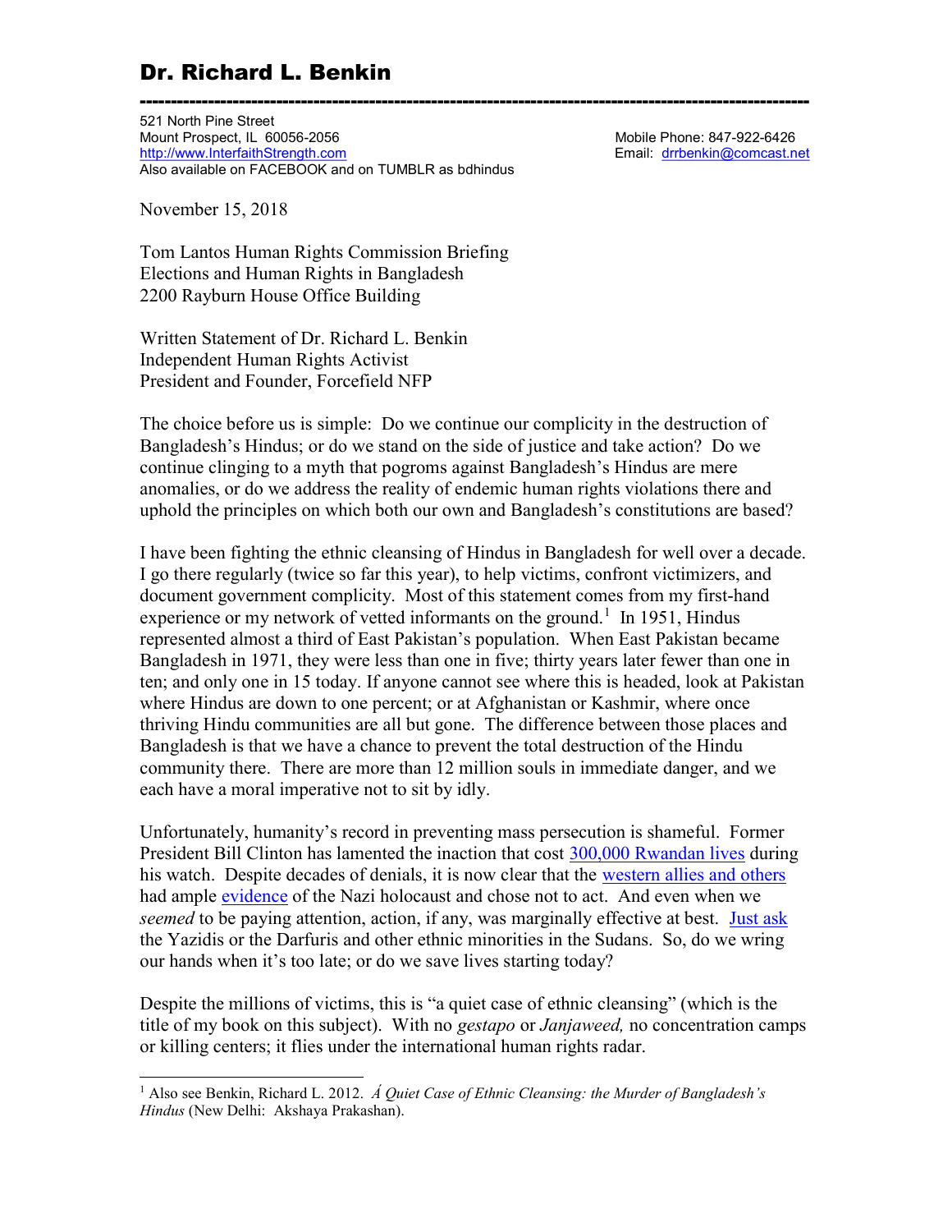# Dr. Richard L. Benkin

---

521 North Pine Street
Mount Prospect, IL 60056-2056
http://www.InterfaithStrength.com
Also available on FACEBOOK and on TUMBLR as bdhindus

Mobile Phone: 847-922-6426
Email: drrbenkin@comcast.net

November 15, 2018

Tom Lantos Human Rights Commission Briefing
Elections and Human Rights in Bangladesh
2200 Rayburn House Office Building

Written Statement of Dr. Richard L. Benkin
Independent Human Rights Activist
President and Founder, Forcefield NFP

The choice before us is simple: Do we continue our complicity in the destruction of Bangladesh's Hindus; or do we stand on the side of justice and take action? Do we continue clinging to a myth that pogroms against Bangladesh's Hindus are mere anomalies, or do we address the reality of endemic human rights violations there and uphold the principles on which both our own and Bangladesh's constitutions are based?

I have been fighting the ethnic cleansing of Hindus in Bangladesh for well over a decade. I go there regularly (twice so far this year), to help victims, confront victimizers, and document government complicity. Most of this statement comes from my first-hand experience or my network of vetted informants on the ground.[1] In 1951, Hindus represented almost a third of East Pakistan's population. When East Pakistan became Bangladesh in 1971, they were less than one in five; thirty years later fewer than one in ten; and only one in 15 today. If anyone cannot see where this is headed, look at Pakistan where Hindus are down to one percent; or at Afghanistan or Kashmir, where once thriving Hindu communities are all but gone. The difference between those places and Bangladesh is that we have a chance to prevent the total destruction of the Hindu community there. There are more than 12 million souls in immediate danger, and we each have a moral imperative not to sit by idly.

Unfortunately, humanity's record in preventing mass persecution is shameful. Former President Bill Clinton has lamented the inaction that cost 300,000 Rwandan lives during his watch. Despite decades of denials, it is now clear that the western allies and others had ample evidence of the Nazi holocaust and chose not to act. And even when we *seemed* to be paying attention, action, if any, was marginally effective at best. Just ask the Yazidis or the Darfuris and other ethnic minorities in the Sudans. So, do we wring our hands when it's too late; or do we save lives starting today?

Despite the millions of victims, this is "a quiet case of ethnic cleansing" (which is the title of my book on this subject). With no *gestapo* or *Janjaweed,* no concentration camps or killing centers; it flies under the international human rights radar.

---

[1] Also see Benkin, Richard L. 2012. *Á Quiet Case of Ethnic Cleansing: the Murder of Bangladesh's Hindus* (New Delhi: Akshaya Prakashan).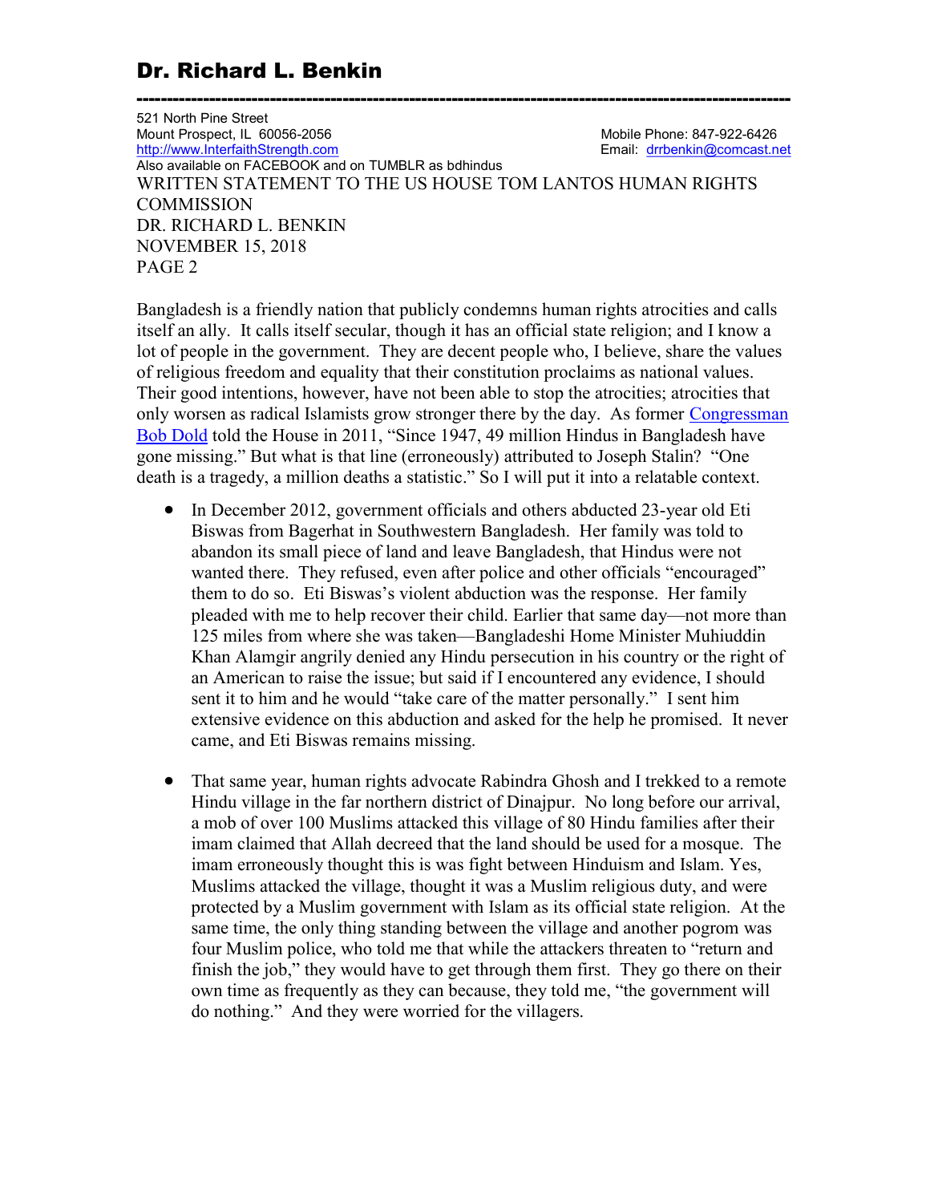Bangladesh is a friendly nation that publicly condemns human rights atrocities and calls itself an ally. It calls itself secular, though it has an official state religion; and I know a lot of people in the government. They are decent people who, I believe, share the values of religious freedom and equality that their constitution proclaims as national values. Their good intentions, however, have not been able to stop the atrocities; atrocities that only worsen as radical Islamists grow stronger there by the day. As former Congressman Bob Dold told the House in 2011, "Since 1947, 49 million Hindus in Bangladesh have gone missing." But what is that line (erroneously) attributed to Joseph Stalin? "One death is a tragedy, a million deaths a statistic." So I will put it into a relatable context.

- In December 2012, government officials and others abducted 23-year old Eti Biswas from Bagerhat in Southwestern Bangladesh. Her family was told to abandon its small piece of land and leave Bangladesh, that Hindus were not wanted there. They refused, even after police and other officials "encouraged" them to do so. Eti Biswas's violent abduction was the response. Her family pleaded with me to help recover their child. Earlier that same day—not more than 125 miles from where she was taken—Bangladeshi Home Minister Muhiuddin Khan Alamgir angrily denied any Hindu persecution in his country or the right of an American to raise the issue; but said if I encountered any evidence, I should sent it to him and he would "take care of the matter personally." I sent him extensive evidence on this abduction and asked for the help he promised. It never came, and Eti Biswas remains missing.

- That same year, human rights advocate Rabindra Ghosh and I trekked to a remote Hindu village in the far northern district of Dinajpur. No long before our arrival, a mob of over 100 Muslims attacked this village of 80 Hindu families after their imam claimed that Allah decreed that the land should be used for a mosque. The imam erroneously thought this is was fight between Hinduism and Islam. Yes, Muslims attacked the village, thought it was a Muslim religious duty, and were protected by a Muslim government with Islam as its official state religion. At the same time, the only thing standing between the village and another pogrom was four Muslim police, who told me that while the attackers threaten to "return and finish the job," they would have to get through them first. They go there on their own time as frequently as they can because, they told me, "the government will do nothing." And they were worried for the villagers.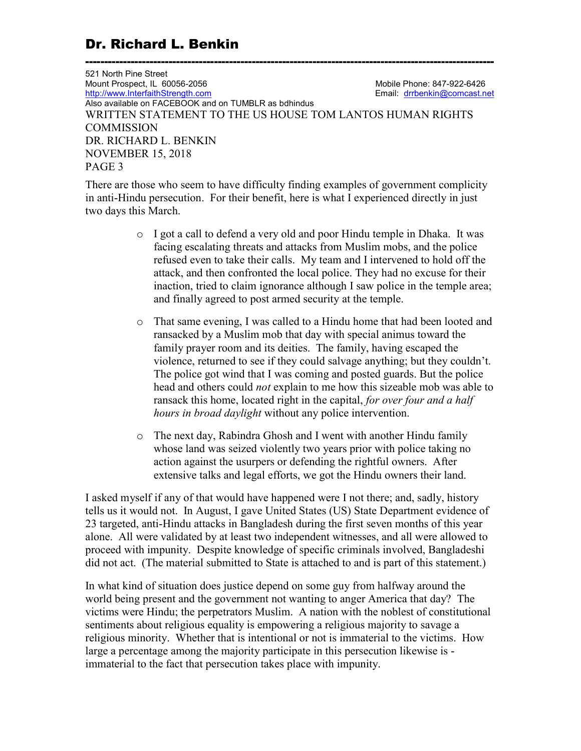There are those who seem to have difficulty finding examples of government complicity in anti-Hindu persecution. For their benefit, here is what I experienced directly in just two days this March.

- I got a call to defend a very old and poor Hindu temple in Dhaka. It was facing escalating threats and attacks from Muslim mobs, and the police refused even to take their calls. My team and I intervened to hold off the attack, and then confronted the local police. They had no excuse for their inaction, tried to claim ignorance although I saw police in the temple area; and finally agreed to post armed security at the temple.

- That same evening, I was called to a Hindu home that had been looted and ransacked by a Muslim mob that day with special animus toward the family prayer room and its deities. The family, having escaped the violence, returned to see if they could salvage anything; but they couldn't. The police got wind that I was coming and posted guards. But the police head and others could *not* explain to me how this sizeable mob was able to ransack this home, located right in the capital, *for over four and a half hours in broad daylight* without any police intervention.

- The next day, Rabindra Ghosh and I went with another Hindu family whose land was seized violently two years prior with police taking no action against the usurpers or defending the rightful owners. After extensive talks and legal efforts, we got the Hindu owners their land.

I asked myself if any of that would have happened were I not there; and, sadly, history tells us it would not. In August, I gave United States (US) State Department evidence of 23 targeted, anti-Hindu attacks in Bangladesh during the first seven months of this year alone. All were validated by at least two independent witnesses, and all were allowed to proceed with impunity. Despite knowledge of specific criminals involved, Bangladeshi did not act. (The material submitted to State is attached to and is part of this statement.)

In what kind of situation does justice depend on some guy from halfway around the world being present and the government not wanting to anger America that day? The victims were Hindu; the perpetrators Muslim. A nation with the noblest of constitutional sentiments about religious equality is empowering a religious majority to savage a religious minority. Whether that is intentional or not is immaterial to the victims. How large a percentage among the majority participate in this persecution likewise is - immaterial to the fact that persecution takes place with impunity.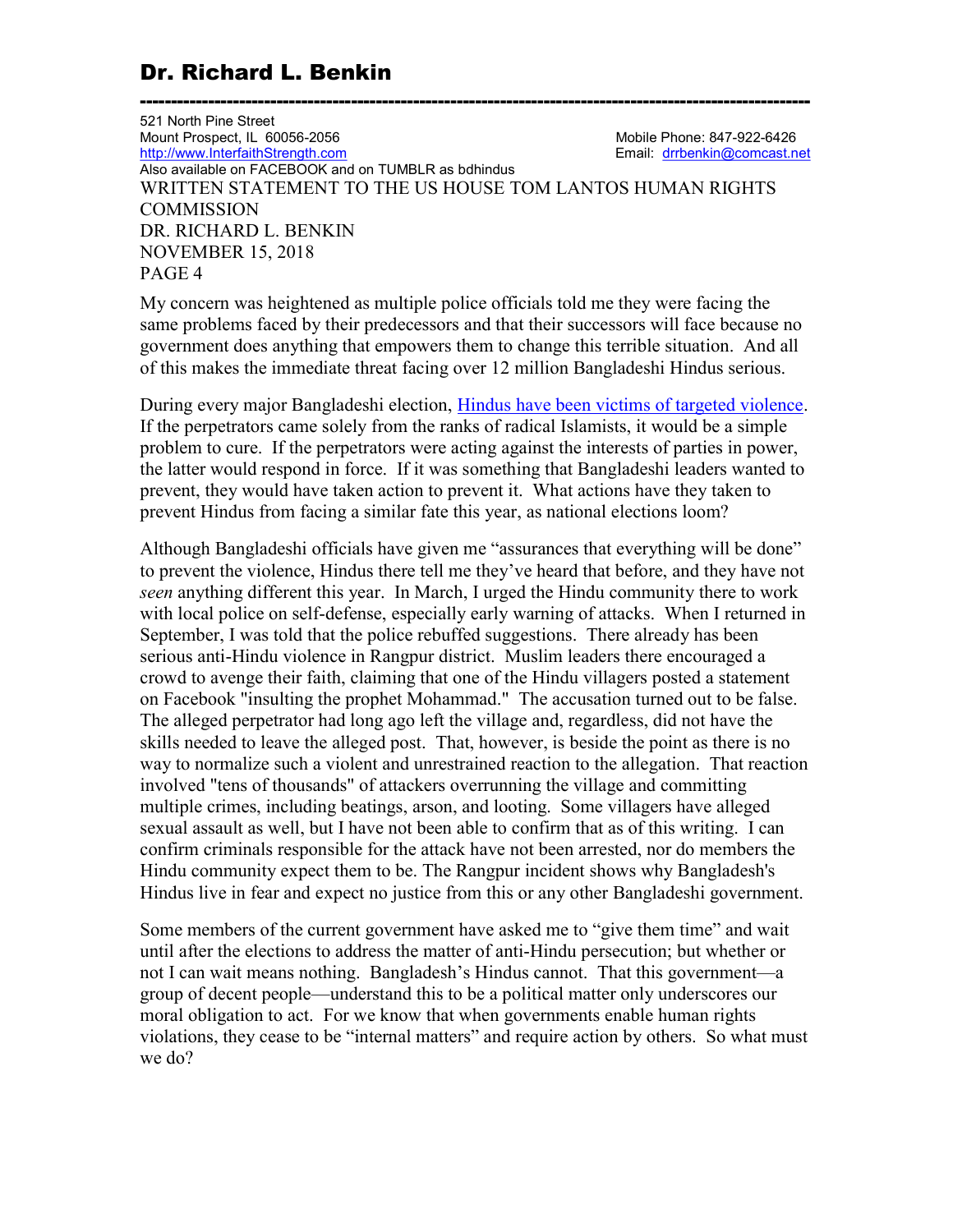My concern was heightened as multiple police officials told me they were facing the same problems faced by their predecessors and that their successors will face because no government does anything that empowers them to change this terrible situation. And all of this makes the immediate threat facing over 12 million Bangladeshi Hindus serious.

During every major Bangladeshi election, [Hindus have been victims of targeted violence](). If the perpetrators came solely from the ranks of radical Islamists, it would be a simple problem to cure. If the perpetrators were acting against the interests of parties in power, the latter would respond in force. If it was something that Bangladeshi leaders wanted to prevent, they would have taken action to prevent it. What actions have they taken to prevent Hindus from facing a similar fate this year, as national elections loom?

Although Bangladeshi officials have given me "assurances that everything will be done" to prevent the violence, Hindus there tell me they've heard that before, and they have not *seen* anything different this year. In March, I urged the Hindu community there to work with local police on self-defense, especially early warning of attacks. When I returned in September, I was told that the police rebuffed suggestions. There already has been serious anti-Hindu violence in Rangpur district. Muslim leaders there encouraged a crowd to avenge their faith, claiming that one of the Hindu villagers posted a statement on Facebook "insulting the prophet Mohammad." The accusation turned out to be false. The alleged perpetrator had long ago left the village and, regardless, did not have the skills needed to leave the alleged post. That, however, is beside the point as there is no way to normalize such a violent and unrestrained reaction to the allegation. That reaction involved "tens of thousands" of attackers overrunning the village and committing multiple crimes, including beatings, arson, and looting. Some villagers have alleged sexual assault as well, but I have not been able to confirm that as of this writing. I can confirm criminals responsible for the attack have not been arrested, nor do members the Hindu community expect them to be. The Rangpur incident shows why Bangladesh's Hindus live in fear and expect no justice from this or any other Bangladeshi government.

Some members of the current government have asked me to "give them time" and wait until after the elections to address the matter of anti-Hindu persecution; but whether or not I can wait means nothing. Bangladesh's Hindus cannot. That this government—a group of decent people—understand this to be a political matter only underscores our moral obligation to act. For we know that when governments enable human rights violations, they cease to be "internal matters" and require action by others. So what must we do?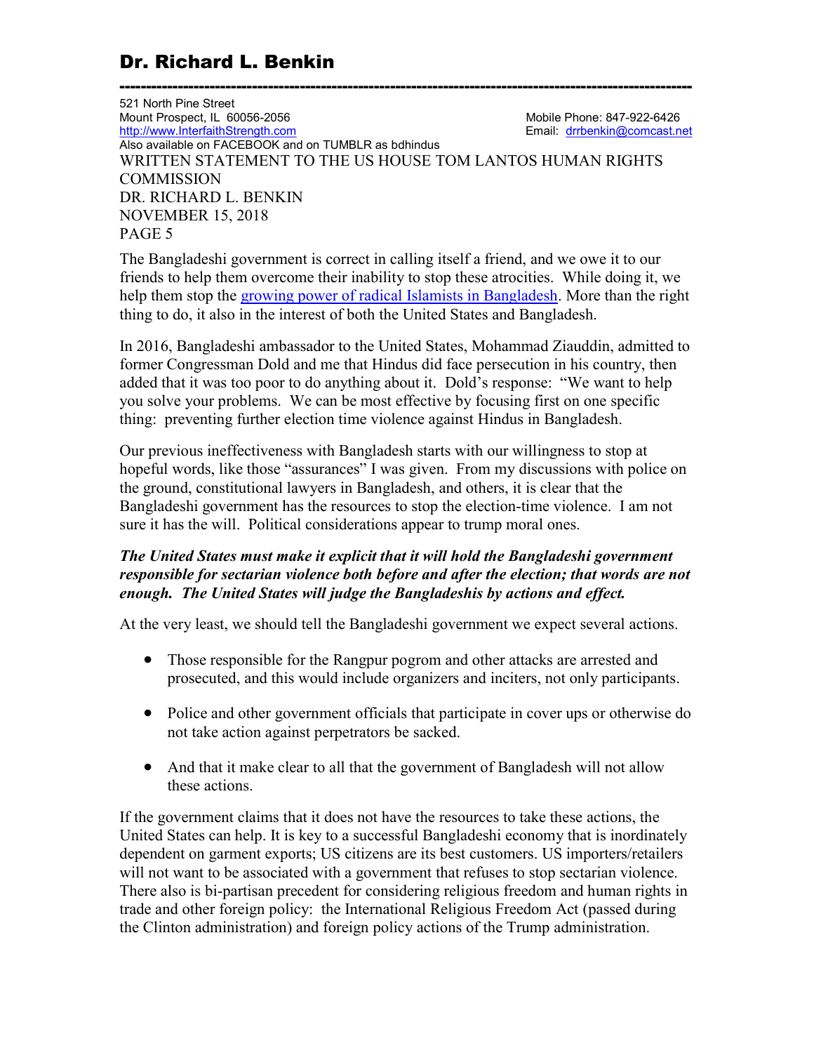The Bangladeshi government is correct in calling itself a friend, and we owe it to our friends to help them overcome their inability to stop these atrocities. While doing it, we help them stop the [growing power of radical Islamists in Bangladesh](). More than the right thing to do, it also in the interest of both the United States and Bangladesh.

In 2016, Bangladeshi ambassador to the United States, Mohammad Ziauddin, admitted to former Congressman Dold and me that Hindus did face persecution in his country, then added that it was too poor to do anything about it. Dold's response: "We want to help you solve your problems. We can be most effective by focusing first on one specific thing: preventing further election time violence against Hindus in Bangladesh.

Our previous ineffectiveness with Bangladesh starts with our willingness to stop at hopeful words, like those "assurances" I was given. From my discussions with police on the ground, constitutional lawyers in Bangladesh, and others, it is clear that the Bangladeshi government has the resources to stop the election-time violence. I am not sure it has the will. Political considerations appear to trump moral ones.

***The United States must make it explicit that it will hold the Bangladeshi government responsible for sectarian violence both before and after the election; that words are not enough. The United States will judge the Bangladeshis by actions and effect.***

At the very least, we should tell the Bangladeshi government we expect several actions.

- Those responsible for the Rangpur pogrom and other attacks are arrested and prosecuted, and this would include organizers and inciters, not only participants.
- Police and other government officials that participate in cover ups or otherwise do not take action against perpetrators be sacked.
- And that it make clear to all that the government of Bangladesh will not allow these actions.

If the government claims that it does not have the resources to take these actions, the United States can help. It is key to a successful Bangladeshi economy that is inordinately dependent on garment exports; US citizens are its best customers. US importers/retailers will not want to be associated with a government that refuses to stop sectarian violence. There also is bi-partisan precedent for considering religious freedom and human rights in trade and other foreign policy: the International Religious Freedom Act (passed during the Clinton administration) and foreign policy actions of the Trump administration.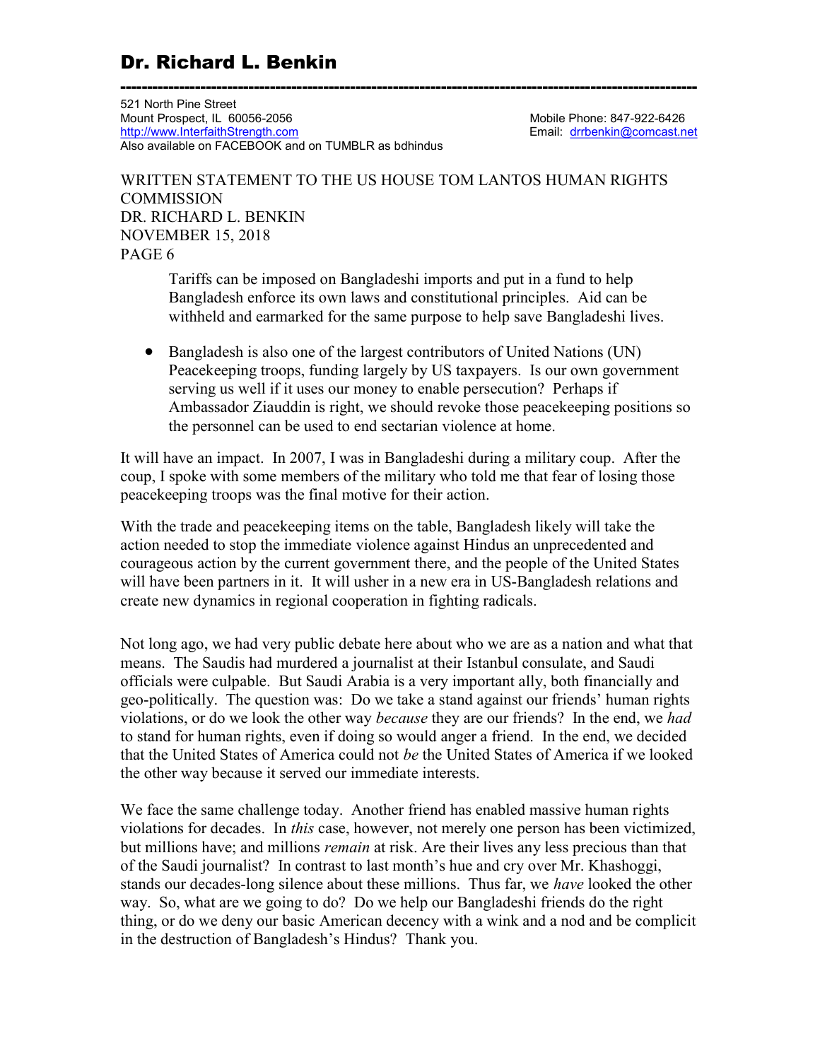Tariffs can be imposed on Bangladeshi imports and put in a fund to help Bangladesh enforce its own laws and constitutional principles. Aid can be withheld and earmarked for the same purpose to help save Bangladeshi lives.

- Bangladesh is also one of the largest contributors of United Nations (UN) Peacekeeping troops, funding largely by US taxpayers. Is our own government serving us well if it uses our money to enable persecution? Perhaps if Ambassador Ziauddin is right, we should revoke those peacekeeping positions so the personnel can be used to end sectarian violence at home.

It will have an impact. In 2007, I was in Bangladeshi during a military coup. After the coup, I spoke with some members of the military who told me that fear of losing those peacekeeping troops was the final motive for their action.

With the trade and peacekeeping items on the table, Bangladesh likely will take the action needed to stop the immediate violence against Hindus an unprecedented and courageous action by the current government there, and the people of the United States will have been partners in it. It will usher in a new era in US-Bangladesh relations and create new dynamics in regional cooperation in fighting radicals.

Not long ago, we had very public debate here about who we are as a nation and what that means. The Saudis had murdered a journalist at their Istanbul consulate, and Saudi officials were culpable. But Saudi Arabia is a very important ally, both financially and geo-politically. The question was: Do we take a stand against our friends' human rights violations, or do we look the other way *because* they are our friends? In the end, we *had* to stand for human rights, even if doing so would anger a friend. In the end, we decided that the United States of America could not *be* the United States of America if we looked the other way because it served our immediate interests.

We face the same challenge today. Another friend has enabled massive human rights violations for decades. In *this* case, however, not merely one person has been victimized, but millions have; and millions *remain* at risk. Are their lives any less precious than that of the Saudi journalist? In contrast to last month's hue and cry over Mr. Khashoggi, stands our decades-long silence about these millions. Thus far, we *have* looked the other way. So, what are we going to do? Do we help our Bangladeshi friends do the right thing, or do we deny our basic American decency with a wink and a nod and be complicit in the destruction of Bangladesh's Hindus? Thank you.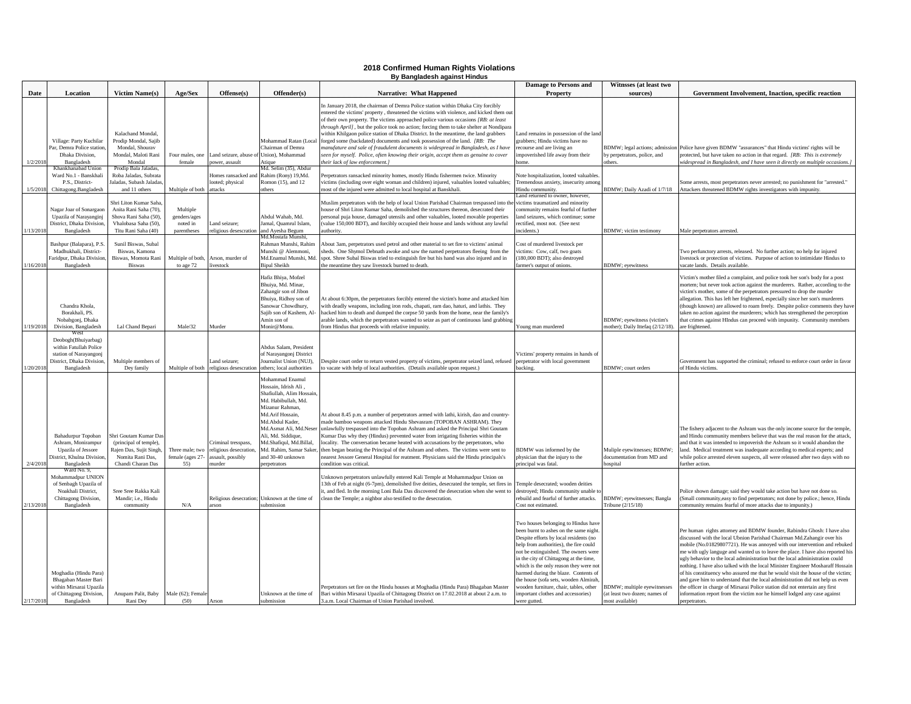## 2018 Confirmed Human Rights Violations
### By Bangladesh against Hindus

| Date | Location | Victim Name(s) | Age/Sex | Offense(s) | Offender(s) | Narrative: What Happened | Damage to Persons and Property | Witnsses (at least two sources) | Government Involvement, Inaction, specific reaction |
|---|---|---|---|---|---|---|---|---|---|
| 1/2/2018 | Village: Party Kuchilar Par, Demra Police station, Dhaka Division, Bangladesh | Kalachand Mondal, Prodip Mondal, Sajib Mondal, Shourav Mondal, Maloti Rani Mondal | Four males, one female | Land seizure, abuse of power, assault | Mohammad Ratan (Local Chairman of Demra Union), Mohammad Atique | In January 2018, the chairman of Demra Police station within Dhaka City forcibly entered the victims' property , threatened the victims with violence, and kicked them out of their own property. The victims approached police various occasions *[RB: at least through April]* , but the police took no action; forcing them to take shelter at Nondipara within Khilgaon police station of Dhaka District. In the meantime, the land grabbers forged some (backdated) documents and took possession of the land. *[RB: The manufature and sale of fraudulent documents is widespread in Bangladesh, as I have seen for myself. Police, often knowing their origin, accept them as genuine to cover their lack of law enforcement.]* | Land remains in possession of the land grabbers; Hindu victims have no recourse and are living an impoverished life away from their home. | BDMW; legal actions; admission by perpetrators, police, and others. | Police have given BDMW "assurances" that Hindu victims' rights will be protected, but have taken no action in that regard. *[RB: This is extremely widespread in Bangladesh, and I have seen it directly on multiple occasions.]* |
| 1/5/2018 | Khankhanabad Union Ward No.1 - Banskhali P.S., District-Chittagong,Bangladesh | Prodip Bala Jaladas, Roba Jaladas, Subrata Jaladas, Subash Jaladas, and 11 others | Multiple of both | Homes ransacked and looted; physical attacks | Md. Selim (35), Abdur Rahim (Rony) 19,Md. Romon (15), and 12 others | Perpetrators ransacked minority homes, mostly Hindu fishermen twice. Minority victims (including over eight woman and children) injured, valuables looted valuables; most of the injured were admitted to local hospital at Banskhali. | Note hospitalization, looted valuables. Tremendous anxiety, insecurity among Hindu community. | BDMW; Daily Azadi of 1/7/18 | Some arrests, most perpetrators never arrested; no punishment for "arrested." Attackers threatened BDMW rights investigators with impunity. |
| 1/13/2018 | Nagar Joar of Sonargaon Upazila of Narayanginj District, Dhaka Division, Bangladesh | Shri Liton Kumar Saha, Anita Rani Saha (70), Shova Rani Saha (50), Vhalobasa Saha (50), Titu Rani Saha (40) | Multiple genders/ages noted in parentheses | Land seizure; religious desecration | Abdul Wahab, Md. Jamal, Quamrul Islam, and Ayesha Begum | Muslim perpetrators with the help of local Union Parishad Chairman trespassed into the house of Shri Liton Kumar Saha, demolished the structures thereon, desecrated their personal puja house, damaged utensils and other valuables, looted movable properties (value 150,000 BDT), and forcibly occupied their house and lands without any lawful authority. | Land returned to owner, however, victims traumatized and minority community remains fearful of further land seizures, which continue; some rectified, most not. (See next incidents.) | BDMW; victim testimony | Male perpetrators arrested. |
| 1/16/2018 | Bashpur (Balapara), P.S. Madhukhali, District-Faridpur, Dhaka Division, Bangladesh | Sunil Biswas, Subal Biswas, Kamona Biswas, Momota Rani Biswas | Multiple of both, to age 72 | Arson, murder of livestock | Md.Mostafa Munshi, Rahman Munshi, Rahim Munshi @ Alemmoni, Md.Enamul Munshi, Md. Bipul Sheikh | About 3am, perpetrators used petrol and other material to set fire to victims' animal sheds. One Shymol Debnath awoke and saw the named perpetrators fleeing from the spot. Shree Subal Biswas tried to extinguish fire but his hand was also injured and in the meantime they saw livestock burned to death. | Cost of murdered livestock per victims: Cow, calf, two goats (180,000 BDT); also destroyed farmer's output of onions. | BDMW; eyewitness | Two perfunctory arrests, released. No further action; no help for injured livestock or protection of victims. Purpose of action to intimidate Hindus to vacate lands. Details available. |
| 1/19/2018 | Chandra Khola, Borakhali, PS. Nobabgonj, Dhaka Division, Bangladesh | Lal Chand Bepari | Male/32 | Murder | Hafiz Bhiya, Mofzel Bhuiya, Md. Minar, Zahangir son of Jibon Bhuiya, Ridhoy son of Sanowar Chowdhury, Sajib son of Kashem, Al-Amin son of Monir@Monu. | At about 6:30pm, the perpetrators forcibly entered the victim's home and attacked him with deadly weapons, including iron rods, chapati, ram dao, haturi, and lathis. They hacked him to death and dumped the corpse 50 yards from the home, near the family's arable lands, which the perpetrators wanted to seize as part of continuous land grabbing from Hindus that proceeds with relative impunity. | Young man murdered | BDMW; eyewitness (victim's mother); Daily Ittefaq (2/12/18). | Victim's mother filed a complaint, and police took her son's body for a post mortem; but never took action against the murderers. Rather, according to the victim's mother, some of the perpetrators pressured to drop the murder allegation. This has left her frightened, especially since her son's murderers (though known) are allowed to roam freely. Despite police comments they have taken no action against the murderers; which has strengthened the perception that crimes against HIndus can proceed with impunity. Community members are frightened. |
| 1/20/2018 | West Deobogh(Bhuiyarbag) within Fatullah Police station of Narayangonj District, Dhaka Division, Bangladesh | Multiple members of Dey family | Multiple of both | Land seizure; religious desecration | Abdus Salam, President of Narayangonj District Journalist Union (NUJ), others; local authorities | Despite court order to return vested property of victims, perpetrator seized land, refused to vacate with help of local authorities. (Details available upon request.) | Victims' property remains in hands of perpetrator with local government backing. | BDMW; court orders | Government has supported the criminal; refused to enforce court order in favor of Hindu victims. |
| 2/4/2018 | Bahadurpur Topoban Ashram, Monirampur Upazila of Jessore District, Khulna Division, Bangladesh | Shri Goutam Kumar Das (principal of temple), Rajen Das, Sujit Singh, Nomita Rani Das, Chandi Charan Das | Three male; two female (ages 27-55) | Criminal tresspass, religious desecration, assault, possibly murder | Mohammad Enamul Hossain, Idrish Ali , Shafiullah, Alim Hossain, Md. Habibullah, Md. Mizanur Rahman, Md.Arif Hossain, Md.Abdul Kader, Md.Asmat Ali, Md.Neser Ali, Md. Siddique, Md.Shafiqul, Md.Billal, Md. Rahim, Samar Saker, and 30-40 unknown perpetrators | At about 8.45 p.m. a number of perpetrators armed with lathi, kirish, dao and country-made bamboo weapons attacked Hindu Shevasram (TOPOBAN ASHRAM). They unlawfully trespassed into the Topoban Ashram and asked the Principal Shri Goutam Kumar Das why they (Hindus) prevented water from irrigating fisheries within the locality. The conversation became heated with accusations by the perpetrators, who then began beating the Principal of the Ashram and others. The victims were sent to nearest Jessore General Hospital for reatment. Physicians said the Hindu principals's condition was critical. | BDMW was informed by the physician that the injury to the principal was fatal. | Muliple eyewitnesses; BDMW; documentation from MD and hospital | The fishery adjacent to the Ashram was the only income source for the temple, and Hindu community members believe that was the real reason for the attack, and that it was intended to impoverish the Ashram so it would abandon the land. Medical treatment was inadequate according to medical experts; and while police arrested eleven suspects, all were released after two days with no further action. |
| 2/13/2018 | Ward No. 9, Mohammadpur UNION of Senbagh Upazila of Noakhali District, Chittagong Division, Bangladesh | Sree Sree Rakka Kali Mandir; i.e., Hindu community | N/A | Religious desecration; arson | Unknown at the time of submission | Unknown perpetrators unlawfully entered Kali Temple at Mohammadpur Union on 13th of Feb at night (6-7pm), demolished five deities, desecrated the temple, set fires in it, and fled. In the morning Loni Bala Das discovered the desecration when she went to clean the Temple; a nighbor also testified to the desecration. | Temple desecrated; wooden deities destroyed; Hindu community unable to rebuild and fearful of further attacks. Cost not estimated. | BDMW; eyewitnesses; Bangla Tribune (2/15/18) | Police shown damage; said they would take action but have not done so. (Small community,easy to find perpetrators; not done by police.; hence, Hindu community remains fearful of more attacks due to impunity.) |
| 2/17/2018 | Moghadia (Hindu Para) Bhagaban Master Bari within Mirsarai Upazila of Chittagong Division, Bangladesh | Anupam Palit, Baby Rani Dey | Male (62); Female (50) | Arson | Unknown at the time of submission | Perpetrators set fire on the Hindu houses at Moghadia (Hindu Para) Bhagaban Master Bari within Mirsarai Upazila of Chittagong District on 17.02.2018 at about 2 a.m. to 3.a.m. Local Chairman of Union Parishad involved. | Two houses belonging to Hindus have been burnt to ashes on the same night. Despite efforts by local residents (no help from authorities), the fire could not be extinguished. The owners were in the city of Chittagong at the time, which is the only reason they were not harmed during the blaze. Contents of the house (sofa sets, wooden Almirah, wooden furniture, chair, tables, other important clothes and accessories) were gutted. | BDMW; multiple eyewitnesses (at least two dozen; names of most available) | Per human rights attorney and BDMW founder, Rabindra Ghosh: I have also discussed with the local Ubnion Parishad Chairman Md.Zahangir over his mobile (No.01829807721). He was annoyed with our intervention and rebuked me with ugly languge and wanted us to leave the place. I have also reported his ugly behavior to the local administration but the local administration could nothing. I have also talked with the local Minister Engineer Mosharaff Hossain of his constituency who assured me that he would visit the house of the victim; and gave him to understand that the local administration did not help us even the officer in charge of Mirsarai Police station did not entertain any first information report from the victim nor he himself lodged any case against perpetrators. |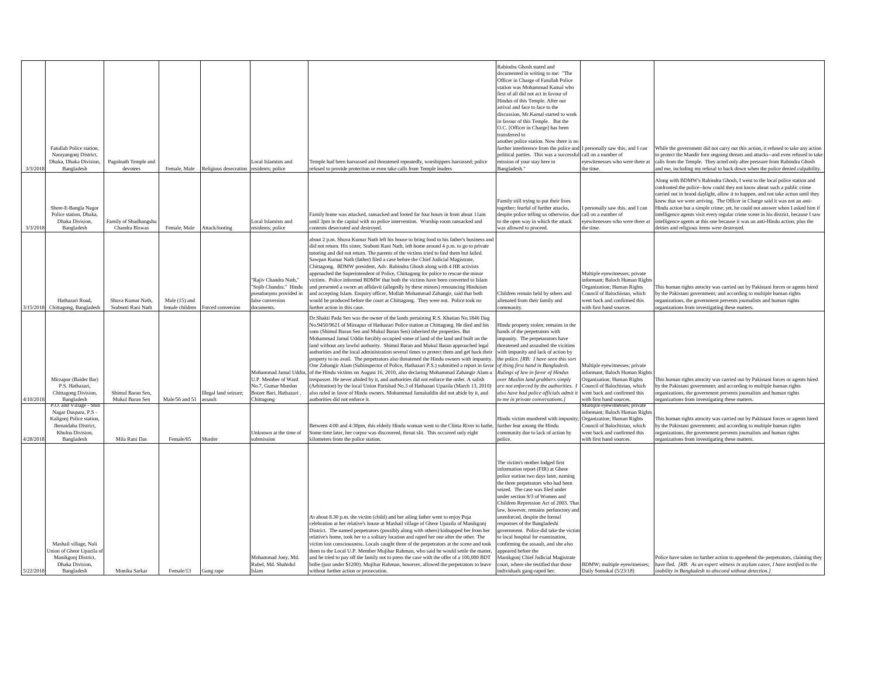| | | | | | | | | | |
|---|---|---|---|---|---|---|---|---|---|
| 3/3/2018 | Fatullah Police station, Narayangonj District, Dhaka, Dhaka Division, Bangladesh | Pagolnath Temple and devotees | Female, Male | Religious desecration | Local Islamists and residents; police | Temple had been harrassed and threatened repeatedly, worshippers harrassed; police refused to provide protection or even take calls from Temple leaders | Rabindra Ghosh stated and documented in writing to me: "The Officer in Charge of Fatullah Police station was Mohammad Kamal who first of all did not act in favour of Hindus of this Temple. After our arrival and face to face to the discussion, Mr.Kamal started to work in favour of this Temple. But the O.C. [Officer in Charge] has been transferred to another police station. Now there is no further interference from the police and political parties. This was a successful mission of your stay here in Bangladesh." | I personally saw this, and I can call on a number of eyewitenesses who were there at the time. | While the government did not carry out this action, it refused to take any action to protect the Mandir forn ongoing threats and attacks--and even refused to take calls from the Temple. They acted only after pressure from Rabindra Ghosh and me, including my refusal to back down when the police denied culpability. |
| 3/3/2018 | Shere-E-Bangla Nagor Police station, Dhaka, Dhaka Division, Bangladesh | Family of Shudhangshu Chandra Biswas | Female, Male | Attack/looting | Local Islamists and residents; police | Family home was attacked, ransacked and looted for four hours in from about 11am until 3pm in the capital with no police intervention. Worship room ransacked and contents desecrated and destroyed. | Family still trying to put their lives together; fearful of further attacks, despite police telling us otherwise, due to the open way in which the attack was allowed to proceed. | I personally saw this, and I can call on a number of eyewitenesses who were there at the time. | Along with BDMW's Rabindra Ghosh, I went to the local police station and confronted the police--how could they not know about such a public crime carried out in braod daylight, allow it to happen, and not take action until they knew that we were arriving. The Officer in Charge said it was not an anti-Hindu action but a simple crime; yet, he could not answer when I asked him if intelligence agents visit every regular crime scene in his district, because I saw intelligence agents at this one because it was an anti-Hindu action; plus the deities and religious items were destroyed. |
| 3/15/2018 | Hathazari Road, Chittagong, Bangladesh | Shuva Kumar Nath, Srabonti Rani Nath | Male (15) and female children | Forced conversion | "Rajiv Chandra Nath," "Sojib Chandra." Hindu pseudonyms provided in false conversion documents. | about 2 p.m. Shuva Kumar Nath left his house to bring food to his father's business and did not return. His sister, Srabonti Rani Nath, left home around 4 p.m. to go to private tutoring and did not return. The parents of the victims tried to find them but failed. Sawpan Kumar Nath (father) filed a case before the Chief Judicial Magistrate, Chittagong. BDMW president, Adv. Rabindra Ghosh along with 4 HR activists approached the Superintendent of Police, Chittagong for police to rescue the minor victims. Police informed BDMW that both the victims have been converted to Islam and presented a sworn an affidavit (allegedly by these minors) renouncing Hinduism and accepting Islam. Enquiry officer, Mollah Mohammad Zahangir, said that both would be produced before the court at Chittagong. They were not. Police took no further action in this case. | Children remain held by others and alienated from their family and community. | Multiple eyewitnesses; private informant; Baloch Human Rights Organization; Human Rights Council of Balochistan, which went back and confirmed this with first hand sources. | This human rights atrocity was carried out by Pakistani forces or agents hired by the Pakistani government; and according to multiple human rights organizations, the government prevents journalists and human rights organizations from investigating these matters. |
| 4/10/2018 | Mirzapur (Baider Bar) P.S. Hathazari, Chittagong Division, Bangladesh | Shimul Baran Sen, Mukul Baran Sen | Male/56 and 51 | Illegal land seizure; assault | Mohammad Jamal Uddin, U.P. Member of Ward No.7, Gumar Mordon Boizer Bari, Hathazari , Chittagong | Dr.Shakti Pada Sen was the owner of the lands pertaining R.S. Khatian No.1846 Dag No.9450/9621 of Mirzapur of Hathazari Police station at Chittagong. He died and his sons (Shimul Baran Sen and Mukul Baran Sen) inherited the properties. But Mohammad Jamal Uddin forcibly occupied some of land of the land and built on the land without any lawful authority. Shimul Baran and Mukul Baran approached legal authorities and the local administration several times to protect them and get back their property to no avail. The perpetrators also threatened the Hindu owners with impunity. One Zahangir Alam (Subinspector of Police, Hathazari P.S.) submitted a report in favor of the Hindu victims on August 16, 2010, also declaring Mohammad Zahangir Alam a trespasser. He never abided by it, and authorities did not enforce the order. A salish (Arbitration) by the local Union Parishad No.3 of Hathazari Upazila (March 13, 2010) also ruled in favor of Hindu owners. Mohammad Jamaluddin did not abide by it, and authorities did not enforce it. | Hindu property stolen; remains in the hands of the perpetrators with impunity. The perpetarators have threatened and assaulted the vicitims with impunity and lack of action by the police. *[RB: I have seen this sort of thing first hand in Bangladesh. Rulings of law in favor of Hindus over Muslim land grabbers simply are not enforced by the authorities. I also have had police officials admit it to me in private conversations.]* | Multiple eyewitnesses; private informant; Baloch Human Rights Organization; Human Rights Council of Balochistan, which went back and confirmed this with first hand sources. | This human rights atrocity was carried out by Pakistani forces or agents hired by the Pakistani government; and according to multiple human rights organizations, the government prevents journalists and human rights organizations from investigating these matters. |
| 4/28/2018 | P.O. and Village - Shib Nagar Daspara, P.S - Kaligonj Police station, Jhenaidaha District, Khulna Division, Bangladesh | Mila Rani Das | Female/65 | Murder | Unknown at the time of submission | Between 4:00 and 4:30pm, this elderly Hindu woman went to the Chitta River to bathe. Some time later, her corpse was discovered, throat slit. This occurred only eight kilometers from the police station. | Hindu victim murdered with impunity; further fear among the Hindu community due to lack of action by police. | Multiple eyewitnesses; private informant; Baloch Human Rights Organization; Human Rights Council of Balochistan, which went back and confirmed this with first hand sources. | This human rights atrocity was carried out by Pakistani forces or agents hired by the Pakistani government; and according to multiple human rights organizations, the government prevents journalists and human rights organizations from investigating these matters. |
| 5/22/2018 | Mashail village, Nali Union of Gheor Upazila of Manikgonj District, Dhaka Division, Bangladesh | Monika Sarkar | Female/13 | Gang rape | Mohammad Jony, Md. Rubel, Md. Shahidul Islam | At about 8.30 p.m. the victim (child) and her ailing father went to enjoy Puja celebration at her relative's house at Mashail village of Gheor Upazila of Manikgonj District. The named perpetrators (possibly along with others) kidnapped her from her relative's home, took her to a solitary location and raped her one after the other. The victim lost consciousness. Locals caught three of the perpetrators at the scene and took them to the Local U.P. Member Mujibar Rahman, who said he would settle the matter, and he tried to pay off the family not to press the case with the offer of a 100,000 BDT bribe (just under $1200). Mujibar Rahman, however, allowed the perpetrators to leave without further action or prosecution. | The victim's mother lodged first information report (FIR) at Gheor police station two days later, naming the three perpetrators who had been seized. The case was filed under under section 9/3 of Women and Children Repression Act of 2003. That law, however, remains perfunctory and unenforced, despite the formal responses of the Bangladeshi government. Police did take the victim to local hospital for examination, confirming the assault, and she also appeared before the Manikgonj Chief Judicial Magistrate court, where she testified that those individuals gang-raped her. | BDMW; multiple eyewitnesses; Daily Somokal (5/23/18) | Police have taken no further action to apprehend the perpetrators, claiming they have fled. *[RB: As an expert witness in asylum cases, I have testified to the inability in Bangladesh to abscond without detection.]* |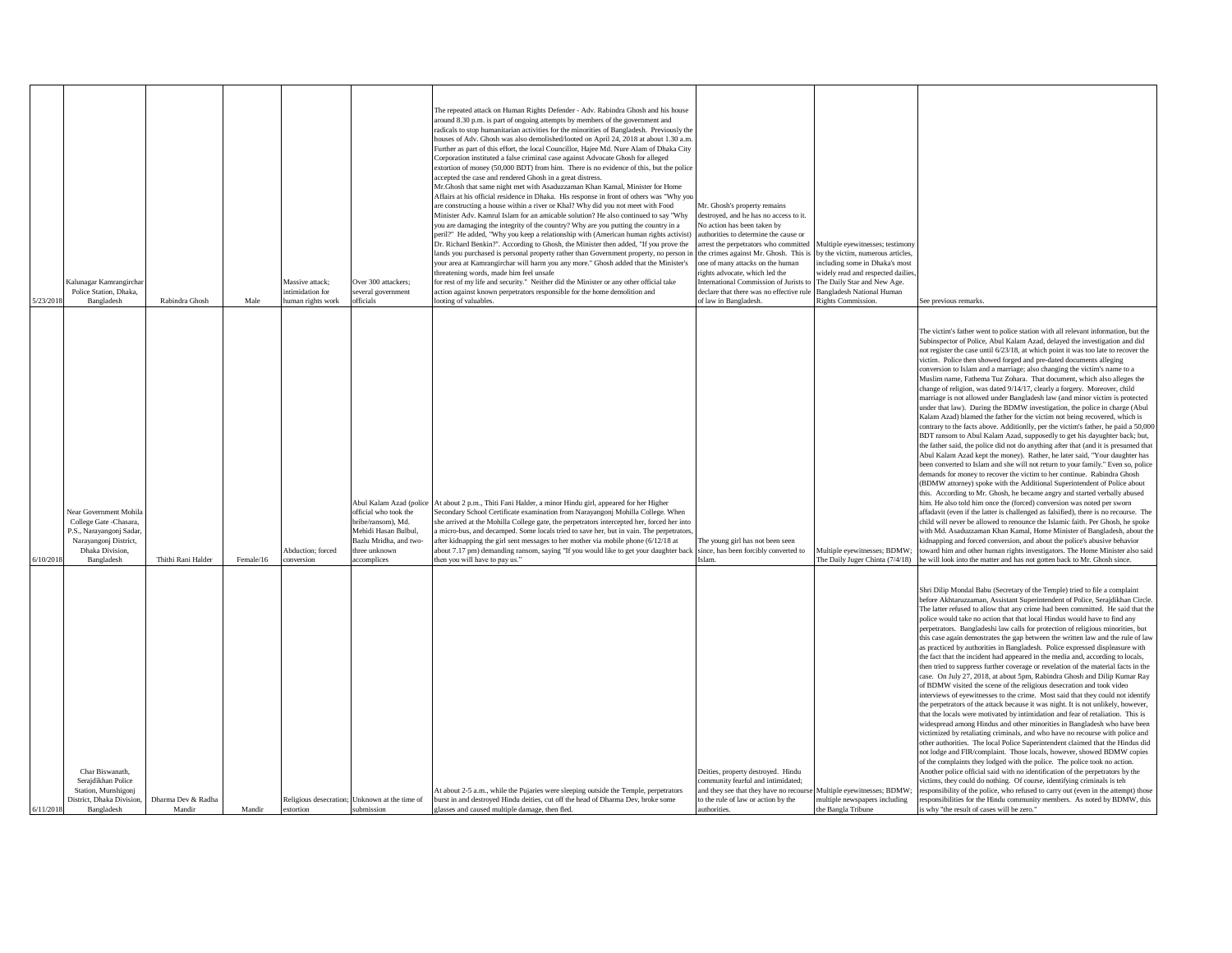| | | | | | | | | | |
|---|---|---|---|---|---|---|---|---|---|
| 5/23/2018 | Kalunagar Kamrangirchar Police Station, Dhaka, Bangladesh | Rabindra Ghosh | Male | Massive attack; intimidation for human rights work | Over 300 attackers; several government officials | The repeated attack on Human Rights Defender - Adv. Rabindra Ghosh and his house around 8.30 p.m. is part of ongoing attempts by members of the government and radicals to stop humanitarian activities for the minorities of Bangladesh. Previously the houses of Adv. Ghosh was also demolished/looted on April 24, 2018 at about 1.30 a.m. Further as part of this effort, the local Councillor, Hajee Md. Nure Alam of Dhaka City Corporation instituted a false criminal case against Advocate Ghosh for alleged extortion of money (50,000 BDT) from him. There is no evidence of this, but the police accepted the case and rendered Ghosh in a great distress. Mr.Ghosh that same night met with Asaduzzaman Khan Kamal, Minister for Home Affairs at his official residence in Dhaka. His response in front of others was "Why you are constructing a house within a river or Khal? Why did you not meet with Food Minister Adv. Kamrul Islam for an amicable solution? He also continued to say "Why you are damaging the integrity of the country? Why are you putting the country in a peril?" He added, "Why you keep a relationship with (American human rights activist) Dr. Richard Benkin?". According to Ghosh, the Minister then added, "If you prove the lands you purchased is personal property rather than Government property, no person in your area at Kamrangirchar will harm you any more." Ghosh added that the Minister's threatening words, made him feel unsafe for rest of my life and security." Neither did the Minister or any other official take action against known perpetrators responsible for the home demolition and looting of valuables. | Mr. Ghosh's property remains destroyed, and he has no access to it. No action has been taken by authorities to determine the cause or arrest the perpetrators who committed the crimes against Mr. Ghosh. This is one of many attacks on the human rights advocate, which led the International Commission of Jurists to declare that there was no effective rule of law in Bangladesh. | Multiple eyewitnesses; testimony by the victim, numerous articles, including some in Dhaka's most widely read and respected dailies, The Daily Star and New Age. Bangladesh National Human Rights Commission. | See previous remarks. |
| 6/10/2018 | Near Government Mohila College Gate -Chasara, P.S., Narayangonj Sadar, Narayangonj District, Dhaka Division, Bangladesh | Thithi Rani Halder | Female/16 | Abduction; forced conversion | Abul Kalam Azad (police official who took the bribe/ransom), Md. Mehidi Hasan Bulbul, Bazlu Mridha, and two-three unknown accomplices | At about 2 p.m., Thiti Fani Halder, a minor Hindu girl, appeared for her Higher Secondary School Certificate examination from Narayangonj Mohilla College. When she arrived at the Mohilla College gate, the perpetrators intercepted her, forced her into a micro-bus, and decamped. Some locals tried to save her, but in vain. The perpetrators, after kidnapping the girl sent messages to her mother via mobile phone (6/12/18 at about 7.17 pm) demanding ransom, saying "If you would like to get your daughter back then you will have to pay us." | The young girl has not been seen since, has been forcibly converted to Islam. | Multiple eyewitnesses; BDMW; The Daily Juger Chinta (7/4/18) | The victim's father went to police station with all relevant information, but the Subinspector of Police, Abul Kalam Azad, delayed the investigation and did not register the case until 6/23/18, at which point it was too late to recover the victim. Police then showed forged and pre-dated documents alleging conversion to Islam and a marriage; also changing the victim's name to a Muslim name, Fathema Tuz Zohara. That document, which also alleges the change of religion, was dated 9/14/17, clearly a forgery. Moreover, child marriage is not allowed under Bangladesh law (and minor victim is protected under that law). During the BDMW investigation, the police in charge (Abul Kalam Azad) blamed the father for the victim not being recovered, which is contrary to the facts above. Additionlly, per the victim's father, he paid a 50,000 BDT ransom to Abul Kalam Azad, supposedly to get his dayughter back; but, the father said, the police did not do anything after that (and it is presumed that Abul Kalam Azad kept the money). Rather, he later said, "Your daughter has been converted to Islam and she will not return to your family." Even so, police demands for money to recover the victim to her continue. Rabindra Ghosh (BDMW attorney) spoke with the Additional Superintendent of Police about this. According to Mr. Ghosh, he became angry and started verbally abused him. He also told him once the (forced) conversion was noted per sworn affadavit (even if the latter is challenged as falsified), there is no recourse. The child will never be allowed to renounce the Islamic faith. Per Ghosh, he spoke with Md. Asaduzzaman Khan Kamal, Home Minister of Bangladesh, about the kidnapping and forced conversion, and about the police's abusive behavior toward him and other human rights investigators. The Home Minister also said he will look into the matter and has not gotten back to Mr. Ghosh since. |
| 6/11/2018 | Char Biswanath, Serajdikhan Police Station, Munshigonj District, Dhaka Division, Bangladesh | Dharma Dev & Radha Mandir | Mandir | Religious desecration; extortion | Unknown at the time of submission | At about 2-5 a.m., while the Pujaries were sleeping outside the Temple, perpetrators burst in and destroyed Hindu deities, cut off the head of Dharma Dev, broke some glasses and caused multiple damage, then fled. | Deities, property destroyed. Hindu community fearful and intimidated; and they see that they have no recourse to the rule of law or action by the authorities. | Multiple eyewitnesses; BDMW; multiple newspapers including the Bangla Tribune | Shri Dilip Mondal Babu (Secretary of the Temple) tried to file a complaint before Akhtaruzzaman, Assistant Superintendent of Police, Serajdikhan Circle. The latter refused to allow that any crime had been committed. He said that the police would take no action that that local Hindus would have to find any perpetrators. Bangladeshi law calls for protection of religious minorities, but this case again demostrates the gap between the written law and the rule of law as practiced by authorities in Bangladesh. Police expressed displeasure with the fact that the incident had appeared in the media and, according to locals, then tried to suppress further coverage or revelation of the material facts in the case. On July 27, 2018, at about 5pm, Rabindra Ghosh and Dilip Kumar Ray of BDMW visited the scene of the religious desecration and took video interviews of eyewitnesses to the crime. Most said that they could not identify the perpetrators of the attack because it was night. It is not unlikely, however, that the locals were motivated by intimidation and fear of retaliation. This is widespread among Hindus and other minorities in Bangladesh who have been victimized by retaliating criminals, and who have no recourse with police and other authorities. The local Police Superintendent claimed that the Hindus did not lodge and FIR/complaint. Those locals, however, showed BDMW copies of the complaints they lodged with the police. The police took no action. Another police official said with no identification of the perpetrators by the victims, they could do nothing. Of course, identifying criminals is teh responsibility of the police, who refused to carry out (even in the attempt) those responsibilities for the Hindu community members. As noted by BDMW, this is why "the result of cases will be zero." |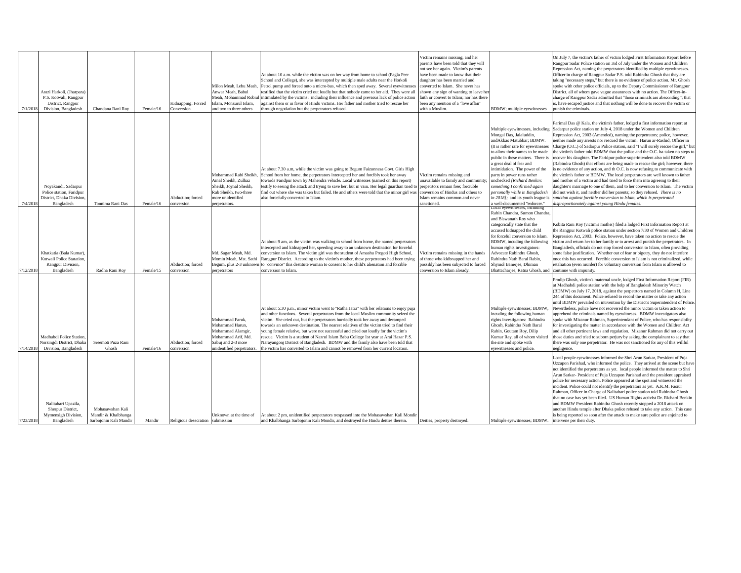| | | | | | | | | | |
|---|---|---|---|---|---|---|---|---|---|
| 7/1/2018 | Arazi Harkoli, (Jharpara) P.S. Kotwali, Rangpur District, Rangpur Division, Bangladesh | Chandana Rani Roy | Female/16 | Kidnapping; Forced Conversion | Milon Meah, Lebu Meah, Anwar Meah, Babul Meah, Mohammad Robiul Islam, Monzurul Islam, and two to three others | At about 10 a.m. while the victim was on her way from home to school (Pagla Peer School and College), she was intercepted by multiple male adults near the Horkoli Petrol pump and forced onto a micro-bus, which then sped away. Several eyewitnesses testified that the victim cried out loudly but that nobody came to her aid. They were all intimidated by the victims: including their influence and previous lack of police action against them or in favor of Hindu victims. Her father and mother tried to rescue her through negotiation but the perpetrators refused. | Victim remains missing, and her parents have been told that they will not see her again. Victim's parents have been made to know that their daughter has been married and converted to Islam. She never has shown any sign of wanting to leave her faith or convert to Islam; nor has there been any mention of a "love affair" with a Muslim. | BDMW; multiple eyewitnesses | On July 7, the victim's father of victim lodged First Information Report before Rangpur Sadar Police station on 3rd of July under the Women and Children Repression Act, naming the perpetrators identified by multiple eyewitnesses. Officer in charge of Rangpur Sadar P.S. told Rabindra Ghosh that they are taking "necessary steps," but there is no evidence of police action. Mr. Ghosh spoke with other police officials, up to the Deputy Commissioner of Rangpur District, all of whom gave vague assurances with no action. The Officer-in-charge of Rangpur Sadar admitted that "those criminals are absconding"; that is, have escaped justice and that nothing will be done to recover the victim or punish the criminals. |
| 7/4/2018 | Noyakandi, Sadarpur Police station, Faridpur District, Dhaka Division, Bangladesh | Tonnima Rani Das | Female/16 | Abduction; forced conversion | Mohammad Rabi Sheikh, Ainal Sheikh, Zulhaz Sheikh, Joynal Sheikh, Rab Sheikh, two-three more unidentified perpetrators. | At about 7.30 a.m, while the victim was going to Begum Faizunnesa Govt. Girls High School from her home, the perpetrators intercepted her and forcibly took her away towards Faridpur town by Mahendra vehicle. Local witnesses (named on this report) testify to seeing the attack and trying to save her; but in vain. Her legal guardian tried to find out where she was taken but failed. He and others were told that the minor girl was also forcefully converted to Islam. | Victim remains missing and unavailable to family and community; perpetrtors remain free; forcible conversion of Hindus and others to Islam remains common and never sanctioned. | Multiple eyewitnesses, including Mongal Das, Jalaluddin, andAkkas Matubbar; BDMW. (It is rather rare for eyewitnesses to allow their names to be made public in these matters. There is a great deal of fear and intimidation. The power of the party in power runs rather unchecked *[Richard Benkin: something I confirmed again personally while in Bangladesh in 2018]*; and its youth league is a well-documented "enforcer." | Parimal Das @ Kala, the victim's father, lodged a first information report at Sadarpur police station on July 4, 2018 under the Women and Children Repression Act, 2003 (Amended), naming the perpetrators; police, however, neither made any arrests nor rescued the victim. Harun ar-Rashid, Officer in Charge (O.C.) of Sadarpur Police station, said "I will surely rescue the girl," but the victim's father told BDMW that the police and the O.C. ha taken no steps to recover his daughter. The Faridpur police superintendent also told BDMW (Rabindra Ghosh) that efforts are being made to rescue the girl; however, there is no evidence of any action, and th O.C. is now refusing to communicate with the victim's father or BDMW. The local perpetrators are well known to father and mother of a victim and had tried to force them into agreeing to their daughter's marriage to one of them, and to her conversion to Islam. The victim did not wish it, and neither did her parents; so they refused. *There is no sanction against forcible conversion to Islam, which is perpetrated disproportionately against young Hindu females.* |
| 7/12/2018 | Khatkatia (Bala Kumar), Kotwali Police Statation, Rangpur Division, Bangladesh | Radha Rani Roy | Female/15 | Abduction; forced conversion | Md. Sagar Meah, Md. Momin Meah, Mst. Sathi Begum, plus 2-3 unknown perpetrators | At about 9 am, as the victim was walking to school from home, the named perpetrators intercepted and kidnapped her, speeding away to an unknown destination for forceful conversion to Islam. The victim girl was the student of Amashu Progoti High School, Rangpur District. According to the victim's mother, these perpetrators had been trying to "convince" this destitute woman to consent to her child's alienation and forcible conversion to Islam. | Victim remains missing in the hands of those who kidbnapped her and possibly has been subjected to forced conversion to Islam already. | Local eyewitnesses, including Rabin Chandra, Sumon Chandra, and Biswanath Roy who categorically state that the accused kidnapped the child for forceful conversion to Islam. BDMW, incuding the following human rights investigators: Advocate Rabindra Ghosh, Rabindra Nath Baral Rabin, Shymol Banerjee, Dhiman Bhattacharjee, Ratna Ghosh, and | Kobita Rani Roy (victim's mother) filed a lodged First Information Report at the Rangpur Kotwali police station under section 7/30 of Women and Children Repression Act, 2003. Police, however, have taken no action to rescue the victim and return her to her family or to arrest and punish the perpetrators. In Bangladesh, officials do not stop forced conversion to Islam, often providing some false justification. Whether out of fear or bigotry, they do not interfere once this has occurred. Forcible conversion to Islam is not criminalized, while retaliation (even murder) for voluntary conversion from Islam is allowed to continue with impunity. |
| 7/14/2018 | Madhabdi Police Station, Norsingdi District, Dhaka Division, Bangladesh | Sreemoti Puza Rani Ghosh | Female/16 | Abduction; forced conversion | Mohammad Faruk, Mohammad Harun, Mohammad Alamgir, Mohammad Arif, Md. Sabuj and 2-3 more unidentified perpetrators. | At about 5:30 p.m., minor victim went to "Ratha Jatra" with her relations to enjoy puja and other functions. Several perpetrators from the local Muslim community seized the victim. She cried out, but the perpetrators hurriedly took her away and decamped towards an unknown destination. The nearest relatives of the victim tried to find their young female relative, but were not successful and cried out loudly for the victim's rescue. Victim is a student of Nazrul Islam Babu College 1st year at Arai Hazar P.S. Narayangonj District of Bangladesh. BDMW and the family also have been told that the victim has converted to Islam and cannot be removed from her current location. | | Multiple eyewitnesses; BDMW, incuding the following human rights investigators: Rabindra Ghosh, Rabindra Nath Baral Rabin, Goutam Roy, Dilip Kumar Ray, all of whom visited the site and spoke with eyewitnesses and police. | Prodip Ghosh, victim's maternal uncle, lodged First Information Report (FIR) at Madhabdi police station with the help of Bangladesh Minority Watch (BDMW) on July 17, 2018, against the perpetrtors named in Column H, Line 244 of this document. Police refused to record the matter or take any action until BDMW prevailed on intrvention by the District's Superintendent of Police. Nevertheless, police have not recovered the minor victim or taken action to apprehend the criminals named by eyewitnesss. BDMW investigators also spoke with Mizanur Rahman, Superintendant of Police, who has responsibilty for investigating the matter in accordance with the Women and Children Act and all other pertinent laws and regulation. Mizanur Rahman did not carry out those duties and tried to suborn perjury by asking the complainant to say that there was only one perpetrator. He was not sanctioned for any of this willful negligence. |
| 7/23/2018 | Nalitabari Upazila, Sherpur District, Mymensigh Division, Bangladesh | Mohasawshan Kali Mandir & Khalbhanga Sarbojonin Kali Mandir | Mandir | Religious desecration | Unknown at the time of submission | At about 2 pm, unidentified perpetrators trespassed into the Mohasawshan Kali Mondir and Khalbhanga Sarbojonin Kali Mondir, and destroyed the Hindu deities therein. | Deities, property destroyed. | Multiple eyewitnesses; BDMW. | Local people eyewitnesses informed the Shri Arun Sarkar, President of Puja Uzzapon Parishad, who informed the police. They arrived at the scene but have not identified the perpetrators as yet. local people informed the matter to Shri Arun Sarkar- President of Puja Uzzapon Parishad and the president appraised police for necessary action. Police appeared at the spot and witnessed the incident. Police could not identify the perpetrators as yet. A.K.M. Fasiur Rahman, Officer in Charge of Nalitabari police station told Rabindra Ghosh that no case has yet been filed. US Human Rights activist Dr. Richard Benkin and BDMW President Rabindra Ghosh recently stopped a 2018 attack on another Hindu temple after Dhaka police refused to take any action. This case is being reported so soon after the attack to make sure police are enjoined to intervene per their duty. |